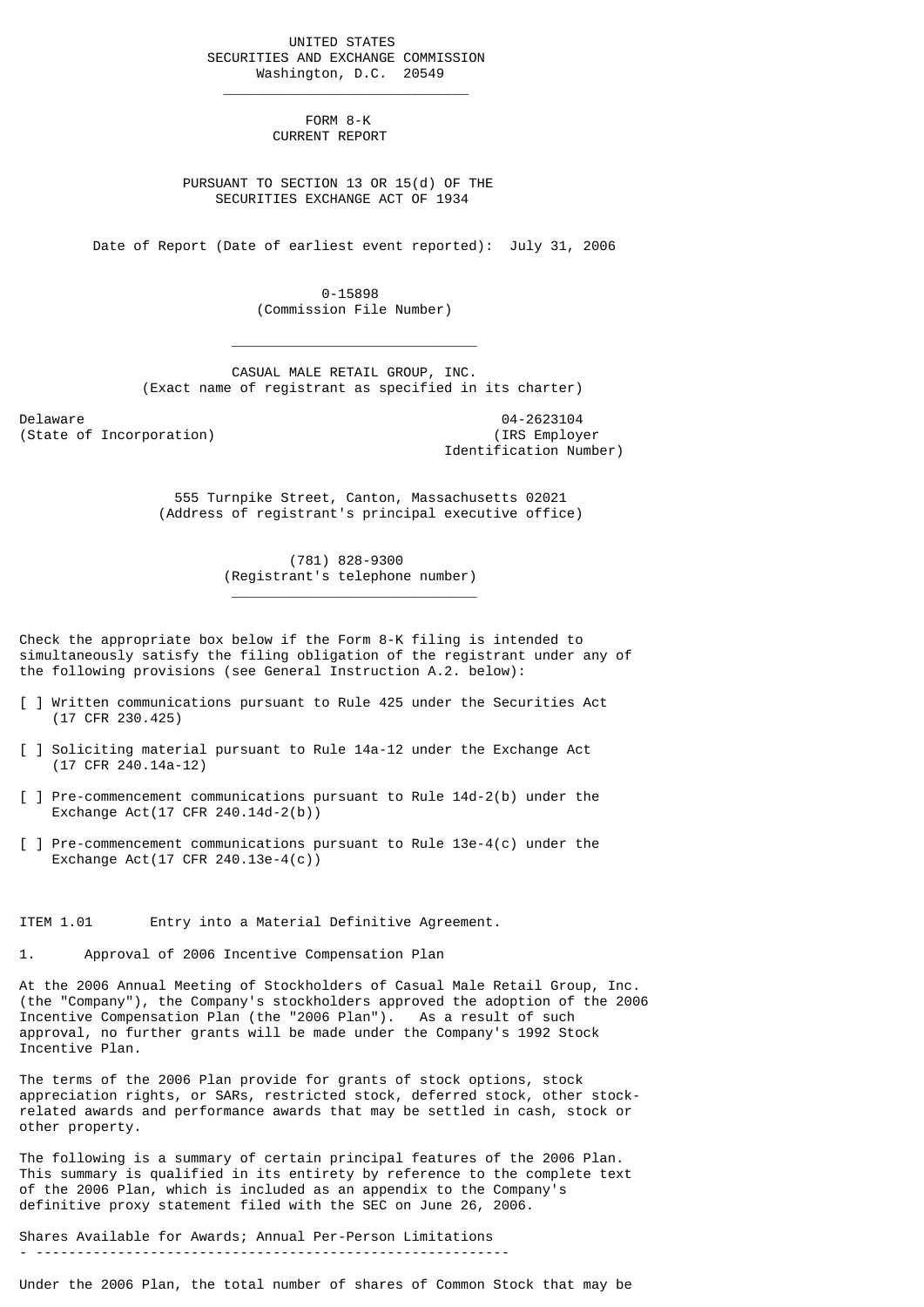UNITED STATES
SECURITIES AND EXCHANGE COMMISSION
Washington, D.C. 20549

# FORM 8-K
## CURRENT REPORT

PURSUANT TO SECTION 13 OR 15(d) OF THE
SECURITIES EXCHANGE ACT OF 1934

Date of Report (Date of earliest event reported): July 31, 2006

0-15898
(Commission File Number)

CASUAL MALE RETAIL GROUP, INC.
(Exact name of registrant as specified in its charter)

| Delaware | 04-2623104 |
|---|---|
| (State of Incorporation) | (IRS Employer Identification Number) |

555 Turnpike Street, Canton, Massachusetts 02021
(Address of registrant's principal executive office)

(781) 828-9300
(Registrant's telephone number)

Check the appropriate box below if the Form 8-K filing is intended to simultaneously satisfy the filing obligation of the registrant under any of the following provisions (see General Instruction A.2. below):

[ ] Written communications pursuant to Rule 425 under the Securities Act (17 CFR 230.425)

[ ] Soliciting material pursuant to Rule 14a-12 under the Exchange Act (17 CFR 240.14a-12)

[ ] Pre-commencement communications pursuant to Rule 14d-2(b) under the Exchange Act(17 CFR 240.14d-2(b))

[ ] Pre-commencement communications pursuant to Rule 13e-4(c) under the Exchange Act(17 CFR 240.13e-4(c))

ITEM 1.01 Entry into a Material Definitive Agreement.

1. Approval of 2006 Incentive Compensation Plan

At the 2006 Annual Meeting of Stockholders of Casual Male Retail Group, Inc. (the "Company"), the Company's stockholders approved the adoption of the 2006 Incentive Compensation Plan (the "2006 Plan"). As a result of such approval, no further grants will be made under the Company's 1992 Stock Incentive Plan.

The terms of the 2006 Plan provide for grants of stock options, stock appreciation rights, or SARs, restricted stock, deferred stock, other stock-related awards and performance awards that may be settled in cash, stock or other property.

The following is a summary of certain principal features of the 2006 Plan. This summary is qualified in its entirety by reference to the complete text of the 2006 Plan, which is included as an appendix to the Company's definitive proxy statement filed with the SEC on June 26, 2006.

Shares Available for Awards; Annual Per-Person Limitations

Under the 2006 Plan, the total number of shares of Common Stock that may be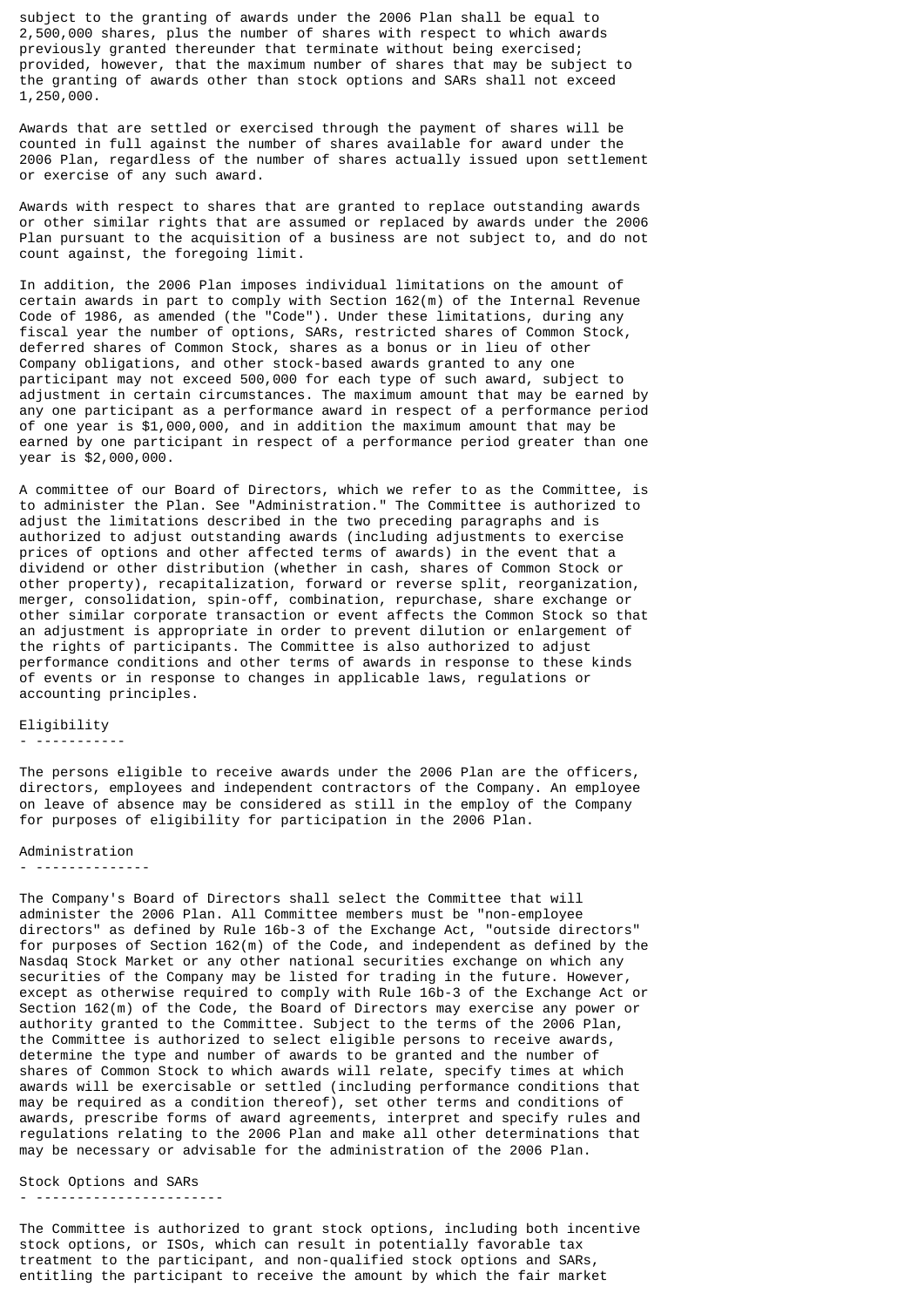subject to the granting of awards under the 2006 Plan shall be equal to 2,500,000 shares, plus the number of shares with respect to which awards previously granted thereunder that terminate without being exercised; provided, however, that the maximum number of shares that may be subject to the granting of awards other than stock options and SARs shall not exceed 1,250,000.

Awards that are settled or exercised through the payment of shares will be counted in full against the number of shares available for award under the 2006 Plan, regardless of the number of shares actually issued upon settlement or exercise of any such award.

Awards with respect to shares that are granted to replace outstanding awards or other similar rights that are assumed or replaced by awards under the 2006 Plan pursuant to the acquisition of a business are not subject to, and do not count against, the foregoing limit.

In addition, the 2006 Plan imposes individual limitations on the amount of certain awards in part to comply with Section 162(m) of the Internal Revenue Code of 1986, as amended (the "Code"). Under these limitations, during any fiscal year the number of options, SARs, restricted shares of Common Stock, deferred shares of Common Stock, shares as a bonus or in lieu of other Company obligations, and other stock-based awards granted to any one participant may not exceed 500,000 for each type of such award, subject to adjustment in certain circumstances. The maximum amount that may be earned by any one participant as a performance award in respect of a performance period of one year is $1,000,000, and in addition the maximum amount that may be earned by one participant in respect of a performance period greater than one year is $2,000,000.

A committee of our Board of Directors, which we refer to as the Committee, is to administer the Plan. See "Administration." The Committee is authorized to adjust the limitations described in the two preceding paragraphs and is authorized to adjust outstanding awards (including adjustments to exercise prices of options and other affected terms of awards) in the event that a dividend or other distribution (whether in cash, shares of Common Stock or other property), recapitalization, forward or reverse split, reorganization, merger, consolidation, spin-off, combination, repurchase, share exchange or other similar corporate transaction or event affects the Common Stock so that an adjustment is appropriate in order to prevent dilution or enlargement of the rights of participants. The Committee is also authorized to adjust performance conditions and other terms of awards in response to these kinds of events or in response to changes in applicable laws, regulations or accounting principles.

## Eligibility

The persons eligible to receive awards under the 2006 Plan are the officers, directors, employees and independent contractors of the Company. An employee on leave of absence may be considered as still in the employ of the Company for purposes of eligibility for participation in the 2006 Plan.

## Administration

The Company's Board of Directors shall select the Committee that will administer the 2006 Plan. All Committee members must be "non-employee directors" as defined by Rule 16b-3 of the Exchange Act, "outside directors" for purposes of Section 162(m) of the Code, and independent as defined by the Nasdaq Stock Market or any other national securities exchange on which any securities of the Company may be listed for trading in the future. However, except as otherwise required to comply with Rule 16b-3 of the Exchange Act or Section 162(m) of the Code, the Board of Directors may exercise any power or authority granted to the Committee. Subject to the terms of the 2006 Plan, the Committee is authorized to select eligible persons to receive awards, determine the type and number of awards to be granted and the number of shares of Common Stock to which awards will relate, specify times at which awards will be exercisable or settled (including performance conditions that may be required as a condition thereof), set other terms and conditions of awards, prescribe forms of award agreements, interpret and specify rules and regulations relating to the 2006 Plan and make all other determinations that may be necessary or advisable for the administration of the 2006 Plan.

## Stock Options and SARs

The Committee is authorized to grant stock options, including both incentive stock options, or ISOs, which can result in potentially favorable tax treatment to the participant, and non-qualified stock options and SARs, entitling the participant to receive the amount by which the fair market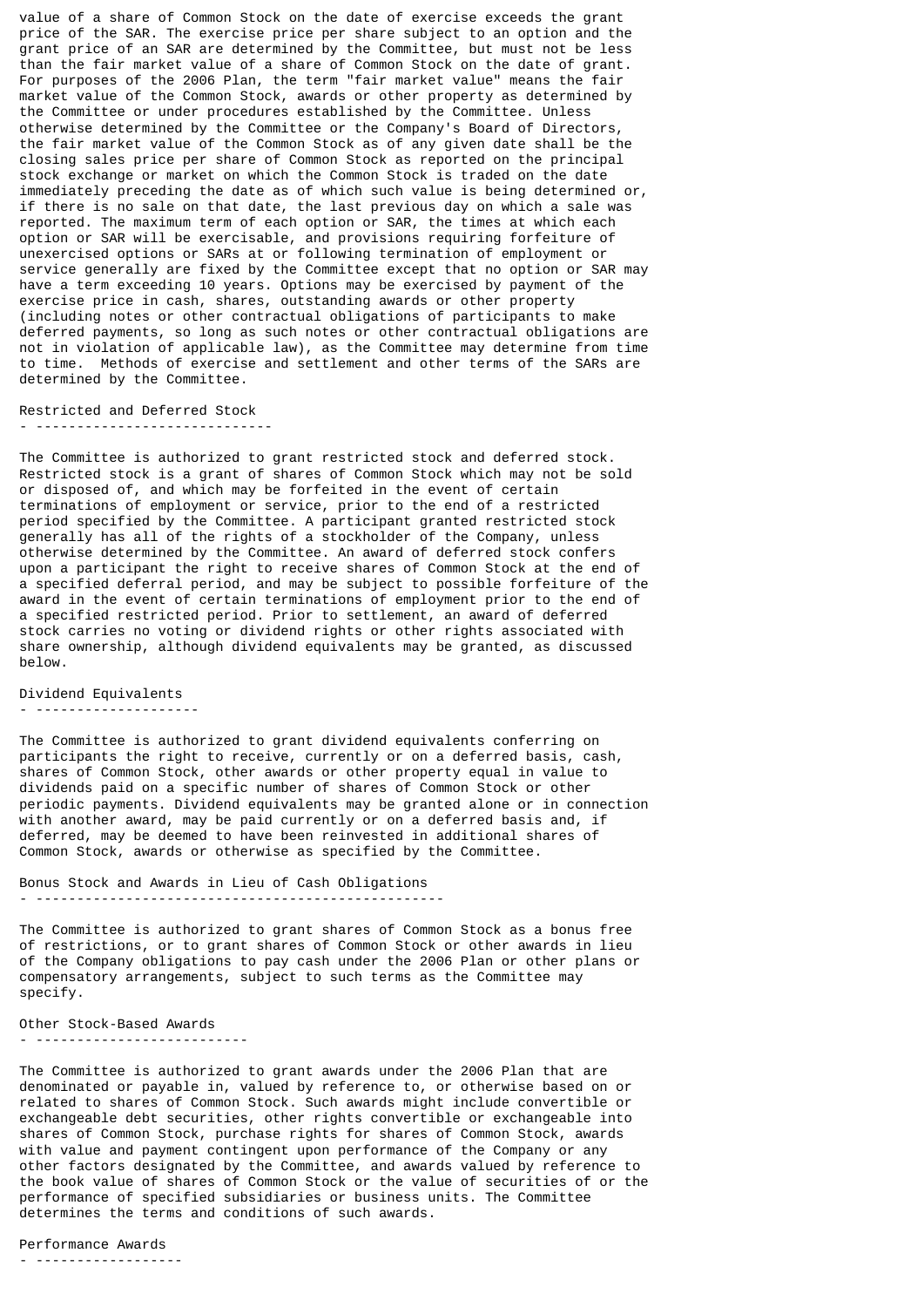value of a share of Common Stock on the date of exercise exceeds the grant price of the SAR. The exercise price per share subject to an option and the grant price of an SAR are determined by the Committee, but must not be less than the fair market value of a share of Common Stock on the date of grant. For purposes of the 2006 Plan, the term "fair market value" means the fair market value of the Common Stock, awards or other property as determined by the Committee or under procedures established by the Committee. Unless otherwise determined by the Committee or the Company's Board of Directors, the fair market value of the Common Stock as of any given date shall be the closing sales price per share of Common Stock as reported on the principal stock exchange or market on which the Common Stock is traded on the date immediately preceding the date as of which such value is being determined or, if there is no sale on that date, the last previous day on which a sale was reported. The maximum term of each option or SAR, the times at which each option or SAR will be exercisable, and provisions requiring forfeiture of unexercised options or SARs at or following termination of employment or service generally are fixed by the Committee except that no option or SAR may have a term exceeding 10 years. Options may be exercised by payment of the exercise price in cash, shares, outstanding awards or other property (including notes or other contractual obligations of participants to make deferred payments, so long as such notes or other contractual obligations are not in violation of applicable law), as the Committee may determine from time to time. Methods of exercise and settlement and other terms of the SARs are determined by the Committee.

## Restricted and Deferred Stock

The Committee is authorized to grant restricted stock and deferred stock. Restricted stock is a grant of shares of Common Stock which may not be sold or disposed of, and which may be forfeited in the event of certain terminations of employment or service, prior to the end of a restricted period specified by the Committee. A participant granted restricted stock generally has all of the rights of a stockholder of the Company, unless otherwise determined by the Committee. An award of deferred stock confers upon a participant the right to receive shares of Common Stock at the end of a specified deferral period, and may be subject to possible forfeiture of the award in the event of certain terminations of employment prior to the end of a specified restricted period. Prior to settlement, an award of deferred stock carries no voting or dividend rights or other rights associated with share ownership, although dividend equivalents may be granted, as discussed below.

## Dividend Equivalents

The Committee is authorized to grant dividend equivalents conferring on participants the right to receive, currently or on a deferred basis, cash, shares of Common Stock, other awards or other property equal in value to dividends paid on a specific number of shares of Common Stock or other periodic payments. Dividend equivalents may be granted alone or in connection with another award, may be paid currently or on a deferred basis and, if deferred, may be deemed to have been reinvested in additional shares of Common Stock, awards or otherwise as specified by the Committee.

## Bonus Stock and Awards in Lieu of Cash Obligations

The Committee is authorized to grant shares of Common Stock as a bonus free of restrictions, or to grant shares of Common Stock or other awards in lieu of the Company obligations to pay cash under the 2006 Plan or other plans or compensatory arrangements, subject to such terms as the Committee may specify.

## Other Stock-Based Awards

The Committee is authorized to grant awards under the 2006 Plan that are denominated or payable in, valued by reference to, or otherwise based on or related to shares of Common Stock. Such awards might include convertible or exchangeable debt securities, other rights convertible or exchangeable into shares of Common Stock, purchase rights for shares of Common Stock, awards with value and payment contingent upon performance of the Company or any other factors designated by the Committee, and awards valued by reference to the book value of shares of Common Stock or the value of securities of or the performance of specified subsidiaries or business units. The Committee determines the terms and conditions of such awards.

## Performance Awards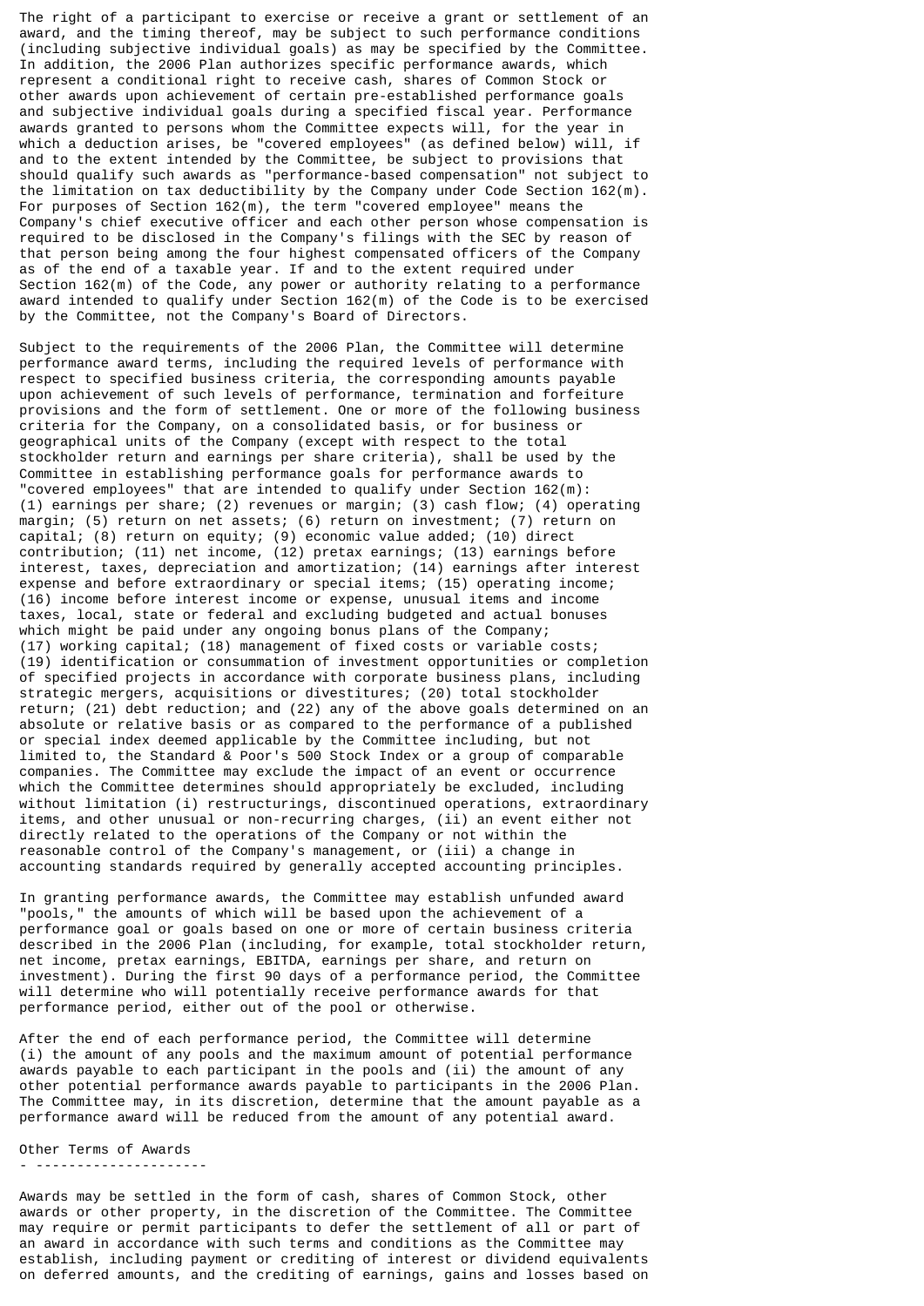The right of a participant to exercise or receive a grant or settlement of an award, and the timing thereof, may be subject to such performance conditions (including subjective individual goals) as may be specified by the Committee. In addition, the 2006 Plan authorizes specific performance awards, which represent a conditional right to receive cash, shares of Common Stock or other awards upon achievement of certain pre-established performance goals and subjective individual goals during a specified fiscal year. Performance awards granted to persons whom the Committee expects will, for the year in which a deduction arises, be "covered employees" (as defined below) will, if and to the extent intended by the Committee, be subject to provisions that should qualify such awards as "performance-based compensation" not subject to the limitation on tax deductibility by the Company under Code Section 162(m). For purposes of Section 162(m), the term "covered employee" means the Company's chief executive officer and each other person whose compensation is required to be disclosed in the Company's filings with the SEC by reason of that person being among the four highest compensated officers of the Company as of the end of a taxable year. If and to the extent required under Section 162(m) of the Code, any power or authority relating to a performance award intended to qualify under Section 162(m) of the Code is to be exercised by the Committee, not the Company's Board of Directors.

Subject to the requirements of the 2006 Plan, the Committee will determine performance award terms, including the required levels of performance with respect to specified business criteria, the corresponding amounts payable upon achievement of such levels of performance, termination and forfeiture provisions and the form of settlement. One or more of the following business criteria for the Company, on a consolidated basis, or for business or geographical units of the Company (except with respect to the total stockholder return and earnings per share criteria), shall be used by the Committee in establishing performance goals for performance awards to "covered employees" that are intended to qualify under Section 162(m): (1) earnings per share; (2) revenues or margin; (3) cash flow; (4) operating margin; (5) return on net assets; (6) return on investment; (7) return on capital; (8) return on equity; (9) economic value added; (10) direct contribution; (11) net income, (12) pretax earnings; (13) earnings before interest, taxes, depreciation and amortization; (14) earnings after interest expense and before extraordinary or special items; (15) operating income; (16) income before interest income or expense, unusual items and income taxes, local, state or federal and excluding budgeted and actual bonuses which might be paid under any ongoing bonus plans of the Company; (17) working capital; (18) management of fixed costs or variable costs; (19) identification or consummation of investment opportunities or completion of specified projects in accordance with corporate business plans, including strategic mergers, acquisitions or divestitures; (20) total stockholder return; (21) debt reduction; and (22) any of the above goals determined on an absolute or relative basis or as compared to the performance of a published or special index deemed applicable by the Committee including, but not limited to, the Standard & Poor's 500 Stock Index or a group of comparable companies. The Committee may exclude the impact of an event or occurrence which the Committee determines should appropriately be excluded, including without limitation (i) restructurings, discontinued operations, extraordinary items, and other unusual or non-recurring charges, (ii) an event either not directly related to the operations of the Company or not within the reasonable control of the Company's management, or (iii) a change in accounting standards required by generally accepted accounting principles.

In granting performance awards, the Committee may establish unfunded award "pools," the amounts of which will be based upon the achievement of a performance goal or goals based on one or more of certain business criteria described in the 2006 Plan (including, for example, total stockholder return, net income, pretax earnings, EBITDA, earnings per share, and return on investment). During the first 90 days of a performance period, the Committee will determine who will potentially receive performance awards for that performance period, either out of the pool or otherwise.

After the end of each performance period, the Committee will determine (i) the amount of any pools and the maximum amount of potential performance awards payable to each participant in the pools and (ii) the amount of any other potential performance awards payable to participants in the 2006 Plan. The Committee may, in its discretion, determine that the amount payable as a performance award will be reduced from the amount of any potential award.

## Other Terms of Awards

Awards may be settled in the form of cash, shares of Common Stock, other awards or other property, in the discretion of the Committee. The Committee may require or permit participants to defer the settlement of all or part of an award in accordance with such terms and conditions as the Committee may establish, including payment or crediting of interest or dividend equivalents on deferred amounts, and the crediting of earnings, gains and losses based on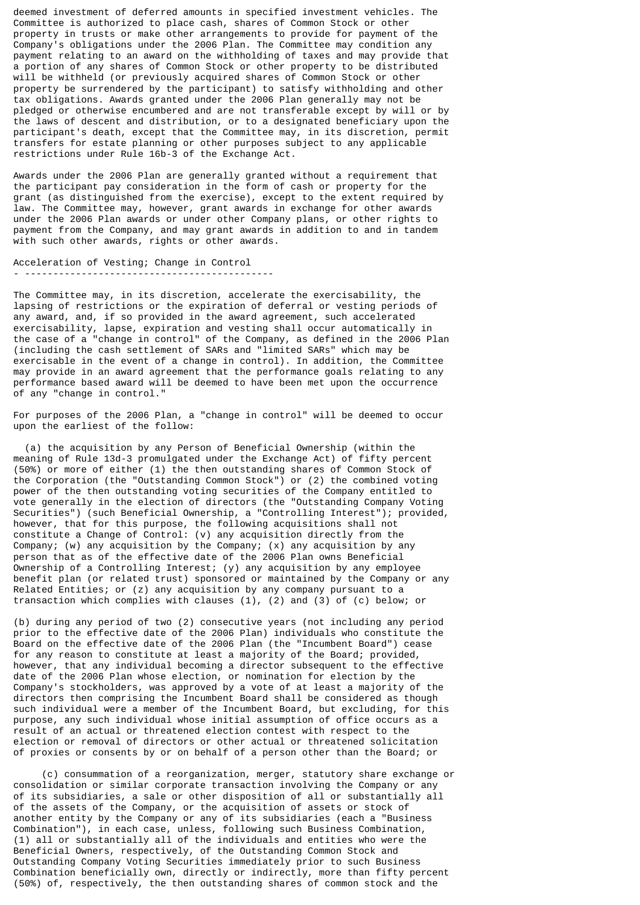deemed investment of deferred amounts in specified investment vehicles. The Committee is authorized to place cash, shares of Common Stock or other property in trusts or make other arrangements to provide for payment of the Company's obligations under the 2006 Plan. The Committee may condition any payment relating to an award on the withholding of taxes and may provide that a portion of any shares of Common Stock or other property to be distributed will be withheld (or previously acquired shares of Common Stock or other property be surrendered by the participant) to satisfy withholding and other tax obligations. Awards granted under the 2006 Plan generally may not be pledged or otherwise encumbered and are not transferable except by will or by the laws of descent and distribution, or to a designated beneficiary upon the participant's death, except that the Committee may, in its discretion, permit transfers for estate planning or other purposes subject to any applicable restrictions under Rule 16b-3 of the Exchange Act.

Awards under the 2006 Plan are generally granted without a requirement that the participant pay consideration in the form of cash or property for the grant (as distinguished from the exercise), except to the extent required by law. The Committee may, however, grant awards in exchange for other awards under the 2006 Plan awards or under other Company plans, or other rights to payment from the Company, and may grant awards in addition to and in tandem with such other awards, rights or other awards.

## Acceleration of Vesting; Change in Control

The Committee may, in its discretion, accelerate the exercisability, the lapsing of restrictions or the expiration of deferral or vesting periods of any award, and, if so provided in the award agreement, such accelerated exercisability, lapse, expiration and vesting shall occur automatically in the case of a "change in control" of the Company, as defined in the 2006 Plan (including the cash settlement of SARs and "limited SARs" which may be exercisable in the event of a change in control). In addition, the Committee may provide in an award agreement that the performance goals relating to any performance based award will be deemed to have been met upon the occurrence of any "change in control."

For purposes of the 2006 Plan, a "change in control" will be deemed to occur upon the earliest of the follow:

(a) the acquisition by any Person of Beneficial Ownership (within the meaning of Rule 13d-3 promulgated under the Exchange Act) of fifty percent (50%) or more of either (1) the then outstanding shares of Common Stock of the Corporation (the "Outstanding Common Stock") or (2) the combined voting power of the then outstanding voting securities of the Company entitled to vote generally in the election of directors (the "Outstanding Company Voting Securities") (such Beneficial Ownership, a "Controlling Interest"); provided, however, that for this purpose, the following acquisitions shall not constitute a Change of Control: (v) any acquisition directly from the Company; (w) any acquisition by the Company; (x) any acquisition by any person that as of the effective date of the 2006 Plan owns Beneficial Ownership of a Controlling Interest; (y) any acquisition by any employee benefit plan (or related trust) sponsored or maintained by the Company or any Related Entities; or (z) any acquisition by any company pursuant to a transaction which complies with clauses (1), (2) and (3) of (c) below; or

(b) during any period of two (2) consecutive years (not including any period prior to the effective date of the 2006 Plan) individuals who constitute the Board on the effective date of the 2006 Plan (the "Incumbent Board") cease for any reason to constitute at least a majority of the Board; provided, however, that any individual becoming a director subsequent to the effective date of the 2006 Plan whose election, or nomination for election by the Company's stockholders, was approved by a vote of at least a majority of the directors then comprising the Incumbent Board shall be considered as though such individual were a member of the Incumbent Board, but excluding, for this purpose, any such individual whose initial assumption of office occurs as a result of an actual or threatened election contest with respect to the election or removal of directors or other actual or threatened solicitation of proxies or consents by or on behalf of a person other than the Board; or

(c) consummation of a reorganization, merger, statutory share exchange or consolidation or similar corporate transaction involving the Company or any of its subsidiaries, a sale or other disposition of all or substantially all of the assets of the Company, or the acquisition of assets or stock of another entity by the Company or any of its subsidiaries (each a "Business Combination"), in each case, unless, following such Business Combination, (1) all or substantially all of the individuals and entities who were the Beneficial Owners, respectively, of the Outstanding Common Stock and Outstanding Company Voting Securities immediately prior to such Business Combination beneficially own, directly or indirectly, more than fifty percent (50%) of, respectively, the then outstanding shares of common stock and the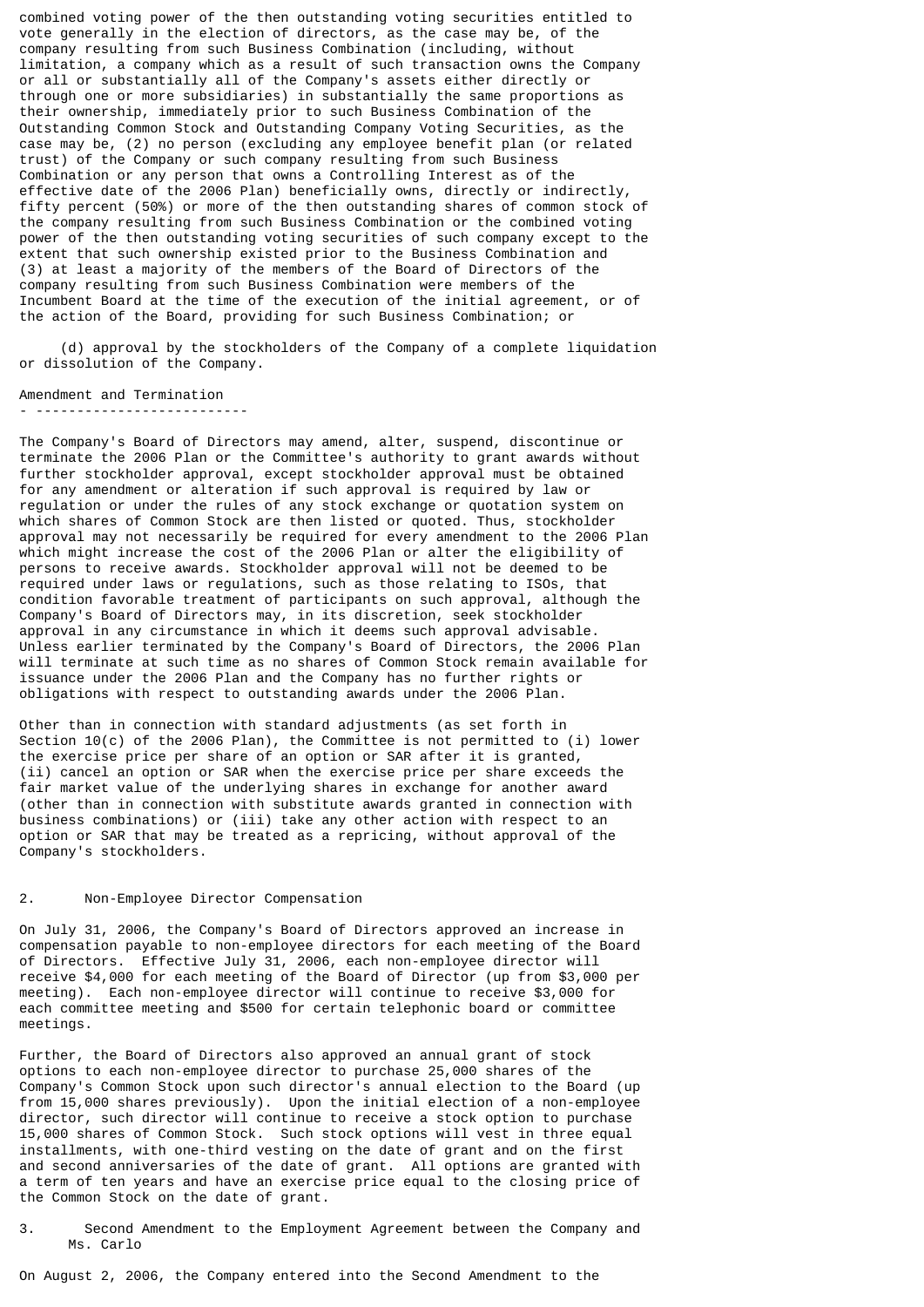combined voting power of the then outstanding voting securities entitled to vote generally in the election of directors, as the case may be, of the company resulting from such Business Combination (including, without limitation, a company which as a result of such transaction owns the Company or all or substantially all of the Company's assets either directly or through one or more subsidiaries) in substantially the same proportions as their ownership, immediately prior to such Business Combination of the Outstanding Common Stock and Outstanding Company Voting Securities, as the case may be, (2) no person (excluding any employee benefit plan (or related trust) of the Company or such company resulting from such Business Combination or any person that owns a Controlling Interest as of the effective date of the 2006 Plan) beneficially owns, directly or indirectly, fifty percent (50%) or more of the then outstanding shares of common stock of the company resulting from such Business Combination or the combined voting power of the then outstanding voting securities of such company except to the extent that such ownership existed prior to the Business Combination and (3) at least a majority of the members of the Board of Directors of the company resulting from such Business Combination were members of the Incumbent Board at the time of the execution of the initial agreement, or of the action of the Board, providing for such Business Combination; or

(d) approval by the stockholders of the Company of a complete liquidation or dissolution of the Company.

## Amendment and Termination

The Company's Board of Directors may amend, alter, suspend, discontinue or terminate the 2006 Plan or the Committee's authority to grant awards without further stockholder approval, except stockholder approval must be obtained for any amendment or alteration if such approval is required by law or regulation or under the rules of any stock exchange or quotation system on which shares of Common Stock are then listed or quoted. Thus, stockholder approval may not necessarily be required for every amendment to the 2006 Plan which might increase the cost of the 2006 Plan or alter the eligibility of persons to receive awards. Stockholder approval will not be deemed to be required under laws or regulations, such as those relating to ISOs, that condition favorable treatment of participants on such approval, although the Company's Board of Directors may, in its discretion, seek stockholder approval in any circumstance in which it deems such approval advisable. Unless earlier terminated by the Company's Board of Directors, the 2006 Plan will terminate at such time as no shares of Common Stock remain available for issuance under the 2006 Plan and the Company has no further rights or obligations with respect to outstanding awards under the 2006 Plan.

Other than in connection with standard adjustments (as set forth in Section 10(c) of the 2006 Plan), the Committee is not permitted to (i) lower the exercise price per share of an option or SAR after it is granted, (ii) cancel an option or SAR when the exercise price per share exceeds the fair market value of the underlying shares in exchange for another award (other than in connection with substitute awards granted in connection with business combinations) or (iii) take any other action with respect to an option or SAR that may be treated as a repricing, without approval of the Company's stockholders.

## 2. Non-Employee Director Compensation

On July 31, 2006, the Company's Board of Directors approved an increase in compensation payable to non-employee directors for each meeting of the Board of Directors. Effective July 31, 2006, each non-employee director will receive $4,000 for each meeting of the Board of Director (up from $3,000 per meeting). Each non-employee director will continue to receive $3,000 for each committee meeting and $500 for certain telephonic board or committee meetings.

Further, the Board of Directors also approved an annual grant of stock options to each non-employee director to purchase 25,000 shares of the Company's Common Stock upon such director's annual election to the Board (up from 15,000 shares previously). Upon the initial election of a non-employee director, such director will continue to receive a stock option to purchase 15,000 shares of Common Stock. Such stock options will vest in three equal installments, with one-third vesting on the date of grant and on the first and second anniversaries of the date of grant. All options are granted with a term of ten years and have an exercise price equal to the closing price of the Common Stock on the date of grant.

## 3. Second Amendment to the Employment Agreement between the Company and Ms. Carlo

On August 2, 2006, the Company entered into the Second Amendment to the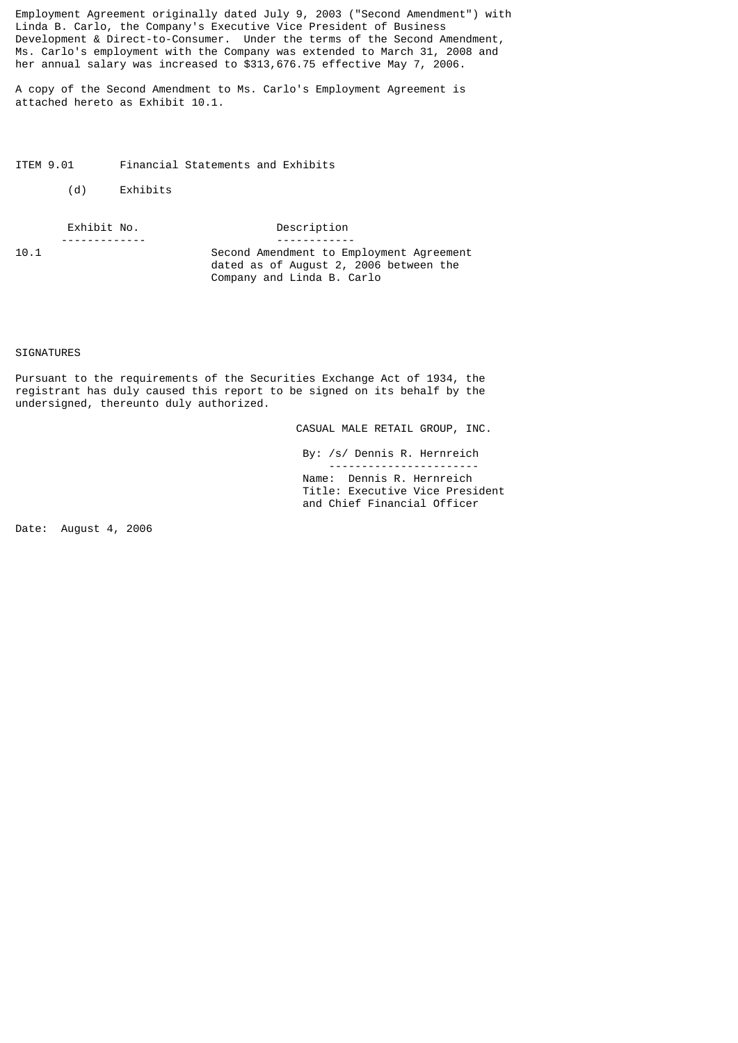Employment Agreement originally dated July 9, 2003 ("Second Amendment") with Linda B. Carlo, the Company's Executive Vice President of Business Development & Direct-to-Consumer. Under the terms of the Second Amendment, Ms. Carlo's employment with the Company was extended to March 31, 2008 and her annual salary was increased to $313,676.75 effective May 7, 2006.

A copy of the Second Amendment to Ms. Carlo's Employment Agreement is attached hereto as Exhibit 10.1.

ITEM 9.01 Financial Statements and Exhibits

(d) Exhibits

| Exhibit No. | Description |
|---|---|
| 10.1 | Second Amendment to Employment Agreement dated as of August 2, 2006 between the Company and Linda B. Carlo |

SIGNATURES

Pursuant to the requirements of the Securities Exchange Act of 1934, the registrant has duly caused this report to be signed on its behalf by the undersigned, thereunto duly authorized.

CASUAL MALE RETAIL GROUP, INC.

By: /s/ Dennis R. Hernreich

Name: Dennis R. Hernreich
Title: Executive Vice President and Chief Financial Officer

Date: August 4, 2006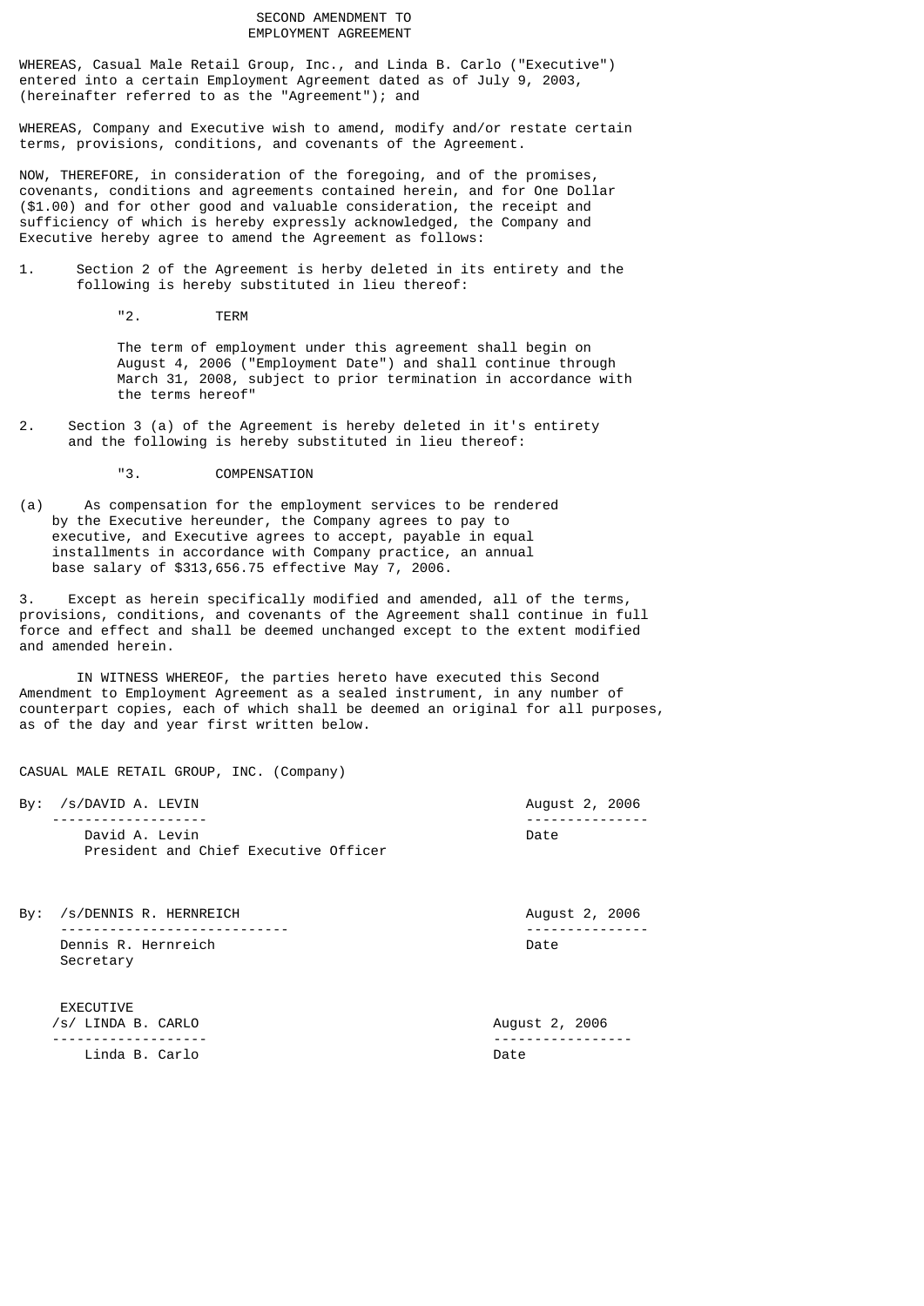# SECOND AMENDMENT TO EMPLOYMENT AGREEMENT

WHEREAS, Casual Male Retail Group, Inc., and Linda B. Carlo ("Executive") entered into a certain Employment Agreement dated as of July 9, 2003, (hereinafter referred to as the "Agreement"); and

WHEREAS, Company and Executive wish to amend, modify and/or restate certain terms, provisions, conditions, and covenants of the Agreement.

NOW, THEREFORE, in consideration of the foregoing, and of the promises, covenants, conditions and agreements contained herein, and for One Dollar ($1.00) and for other good and valuable consideration, the receipt and sufficiency of which is hereby expressly acknowledged, the Company and Executive hereby agree to amend the Agreement as follows:

1. Section 2 of the Agreement is herby deleted in its entirety and the following is hereby substituted in lieu thereof:

   "2. TERM

   The term of employment under this agreement shall begin on August 4, 2006 ("Employment Date") and shall continue through March 31, 2008, subject to prior termination in accordance with the terms hereof"

2. Section 3 (a) of the Agreement is hereby deleted in it's entirety and the following is hereby substituted in lieu thereof:

   "3. COMPENSATION

(a) As compensation for the employment services to be rendered by the Executive hereunder, the Company agrees to pay to executive, and Executive agrees to accept, payable in equal installments in accordance with Company practice, an annual base salary of $313,656.75 effective May 7, 2006.

3. Except as herein specifically modified and amended, all of the terms, provisions, conditions, and covenants of the Agreement shall continue in full force and effect and shall be deemed unchanged except to the extent modified and amended herein.

IN WITNESS WHEREOF, the parties hereto have executed this Second Amendment to Employment Agreement as a sealed instrument, in any number of counterpart copies, each of which shall be deemed an original for all purposes, as of the day and year first written below.

CASUAL MALE RETAIL GROUP, INC. (Company)

By: /s/DAVID A. LEVIN — August 2, 2006
David A. Levin — Date
President and Chief Executive Officer

By: /s/DENNIS R. HERNREICH — August 2, 2006
Dennis R. Hernreich — Date
Secretary

EXECUTIVE
/s/ LINDA B. CARLO — August 2, 2006
Linda B. Carlo — Date